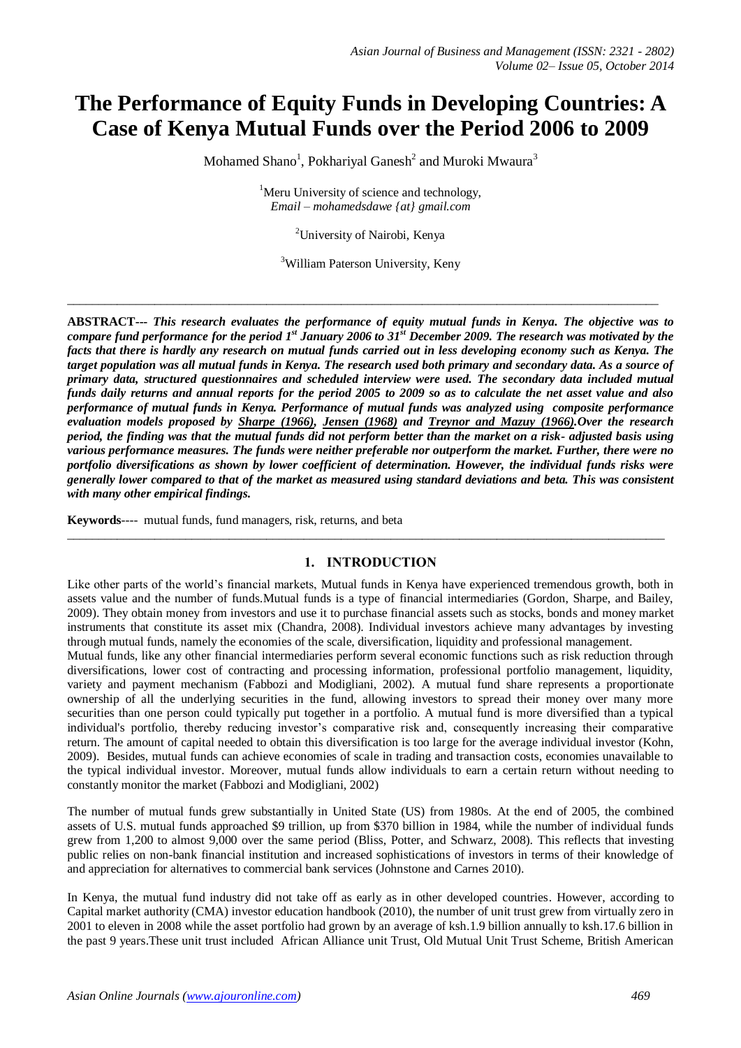# The Performance of Equity Funds in Developing Countries: A Case of Kenya Mutual Funds over the Period 2006 to 2009

Mohamed Shano[1], Pokhariyal Ganesh[2] and Muroki Mwaura[3]

[1]Meru University of science and technology,
*Email – mohamedsdawe {at} gmail.com*

[2]University of Nairobi, Kenya

[3]William Paterson University, Keny

---

**ABSTRACT---** ***This research evaluates the performance of equity mutual funds in Kenya. The objective was to compare fund performance for the period 1st January 2006 to 31st December 2009. The research was motivated by the facts that there is hardly any research on mutual funds carried out in less developing economy such as Kenya. The target population was all mutual funds in Kenya. The research used both primary and secondary data. As a source of primary data, structured questionnaires and scheduled interview were used. The secondary data included mutual funds daily returns and annual reports for the period 2005 to 2009 so as to calculate the net asset value and also performance of mutual funds in Kenya. Performance of mutual funds was analyzed using composite performance evaluation models proposed by Sharpe (1966), Jensen (1968) and Treynor and Mazuy (1966).Over the research period, the finding was that the mutual funds did not perform better than the market on a risk- adjusted basis using various performance measures. The funds were neither preferable nor outperform the market. Further, there were no portfolio diversifications as shown by lower coefficient of determination. However, the individual funds risks were generally lower compared to that of the market as measured using standard deviations and beta. This was consistent with many other empirical findings.***

**Keywords**---- mutual funds, fund managers, risk, returns, and beta

---

## 1. INTRODUCTION

Like other parts of the world's financial markets, Mutual funds in Kenya have experienced tremendous growth, both in assets value and the number of funds.Mutual funds is a type of financial intermediaries (Gordon, Sharpe, and Bailey, 2009). They obtain money from investors and use it to purchase financial assets such as stocks, bonds and money market instruments that constitute its asset mix (Chandra, 2008). Individual investors achieve many advantages by investing through mutual funds, namely the economies of the scale, diversification, liquidity and professional management.

Mutual funds, like any other financial intermediaries perform several economic functions such as risk reduction through diversifications, lower cost of contracting and processing information, professional portfolio management, liquidity, variety and payment mechanism (Fabbozi and Modigliani, 2002). A mutual fund share represents a proportionate ownership of all the underlying securities in the fund, allowing investors to spread their money over many more securities than one person could typically put together in a portfolio. A mutual fund is more diversified than a typical individual's portfolio, thereby reducing investor's comparative risk and, consequently increasing their comparative return. The amount of capital needed to obtain this diversification is too large for the average individual investor (Kohn, 2009). Besides, mutual funds can achieve economies of scale in trading and transaction costs, economies unavailable to the typical individual investor. Moreover, mutual funds allow individuals to earn a certain return without needing to constantly monitor the market (Fabbozi and Modigliani, 2002)

The number of mutual funds grew substantially in United State (US) from 1980s. At the end of 2005, the combined assets of U.S. mutual funds approached $9 trillion, up from $370 billion in 1984, while the number of individual funds grew from 1,200 to almost 9,000 over the same period (Bliss, Potter, and Schwarz, 2008). This reflects that investing public relies on non-bank financial institution and increased sophistications of investors in terms of their knowledge of and appreciation for alternatives to commercial bank services (Johnstone and Carnes 2010).

In Kenya, the mutual fund industry did not take off as early as in other developed countries. However, according to Capital market authority (CMA) investor education handbook (2010), the number of unit trust grew from virtually zero in 2001 to eleven in 2008 while the asset portfolio had grown by an average of ksh.1.9 billion annually to ksh.17.6 billion in the past 9 years.These unit trust included African Alliance unit Trust, Old Mutual Unit Trust Scheme, British American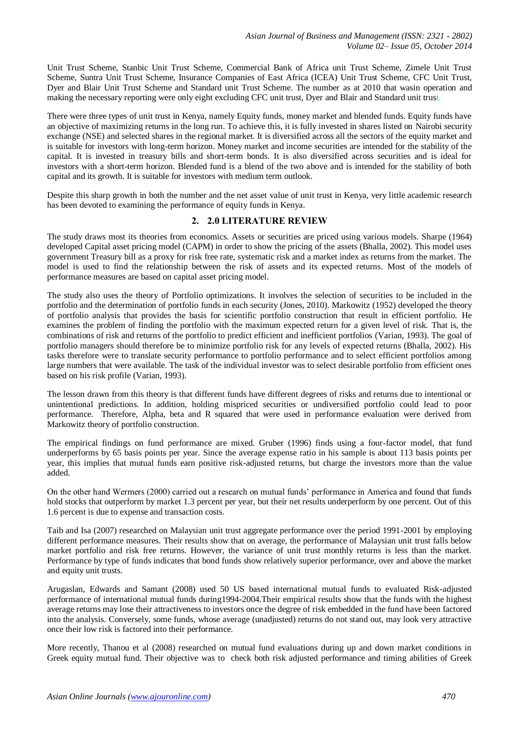Unit Trust Scheme, Stanbic Unit Trust Scheme, Commercial Bank of Africa unit Trust Scheme, Zimele Unit Trust Scheme, Suntra Unit Trust Scheme, Insurance Companies of East Africa (ICEA) Unit Trust Scheme, CFC Unit Trust, Dyer and Blair Unit Trust Scheme and Standard unit Trust Scheme. The number as at 2010 that wasin operation and making the necessary reporting were only eight excluding CFC unit trust, Dyer and Blair and Standard unit trust.

There were three types of unit trust in Kenya, namely Equity funds, money market and blended funds. Equity funds have an objective of maximizing returns in the long run. To achieve this, it is fully invested in shares listed on Nairobi security exchange (NSE) and selected shares in the regional market. It is diversified across all the sectors of the equity market and is suitable for investors with long-term horizon. Money market and income securities are intended for the stability of the capital. It is invested in treasury bills and short-term bonds. It is also diversified across securities and is ideal for investors with a short-term horizon. Blended fund is a blend of the two above and is intended for the stability of both capital and its growth. It is suitable for investors with medium term outlook.

Despite this sharp growth in both the number and the net asset value of unit trust in Kenya, very little academic research has been devoted to examining the performance of equity funds in Kenya.

## 2. 2.0 LITERATURE REVIEW

The study draws most its theories from economics. Assets or securities are priced using various models. Sharpe (1964) developed Capital asset pricing model (CAPM) in order to show the pricing of the assets (Bhalla, 2002). This model uses government Treasury bill as a proxy for risk free rate, systematic risk and a market index as returns from the market. The model is used to find the relationship between the risk of assets and its expected returns. Most of the models of performance measures are based on capital asset pricing model.

The study also uses the theory of Portfolio optimizations. It involves the selection of securities to be included in the portfolio and the determination of portfolio funds in each security (Jones, 2010). Markowitz (1952) developed the theory of portfolio analysis that provides the basis for scientific portfolio construction that result in efficient portfolio. He examines the problem of finding the portfolio with the maximum expected return for a given level of risk. That is, the combinations of risk and returns of the portfolio to predict efficient and inefficient portfolios (Varian, 1993). The goal of portfolio managers should therefore be to minimize portfolio risk for any levels of expected returns (Bhalla, 2002). His tasks therefore were to translate security performance to portfolio performance and to select efficient portfolios among large numbers that were available. The task of the individual investor was to select desirable portfolio from efficient ones based on his risk profile (Varian, 1993).

The lesson drawn from this theory is that different funds have different degrees of risks and returns due to intentional or unintentional predictions. In addition, holding mispriced securities or undiversified portfolio could lead to poor performance. Therefore, Alpha, beta and R squared that were used in performance evaluation were derived from Markowitz theory of portfolio construction.

The empirical findings on fund performance are mixed. Gruber (1996) finds using a four-factor model, that fund underperforms by 65 basis points per year. Since the average expense ratio in his sample is about 113 basis points per year, this implies that mutual funds earn positive risk-adjusted returns, but charge the investors more than the value added.

On the other hand Wermers (2000) carried out a research on mutual funds' performance in America and found that funds hold stocks that outperform by market 1.3 percent per year, but their net results underperform by one percent. Out of this 1.6 percent is due to expense and transaction costs.

Taib and Isa (2007) researched on Malaysian unit trust aggregate performance over the period 1991-2001 by employing different performance measures. Their results show that on average, the performance of Malaysian unit trust falls below market portfolio and risk free returns. However, the variance of unit trust monthly returns is less than the market. Performance by type of funds indicates that bond funds show relatively superior performance, over and above the market and equity unit trusts.

Arugaslan, Edwards and Samant (2008) used 50 US based international mutual funds to evaluated Risk-adjusted performance of international mutual funds during1994-2004.Their empirical results show that the funds with the highest average returns may lose their attractiveness to investors once the degree of risk embedded in the fund have been factored into the analysis. Conversely, some funds, whose average (unadjusted) returns do not stand out, may look very attractive once their low risk is factored into their performance.

More recently, Thanou et al (2008) researched on mutual fund evaluations during up and down market conditions in Greek equity mutual fund. Their objective was to check both risk adjusted performance and timing abilities of Greek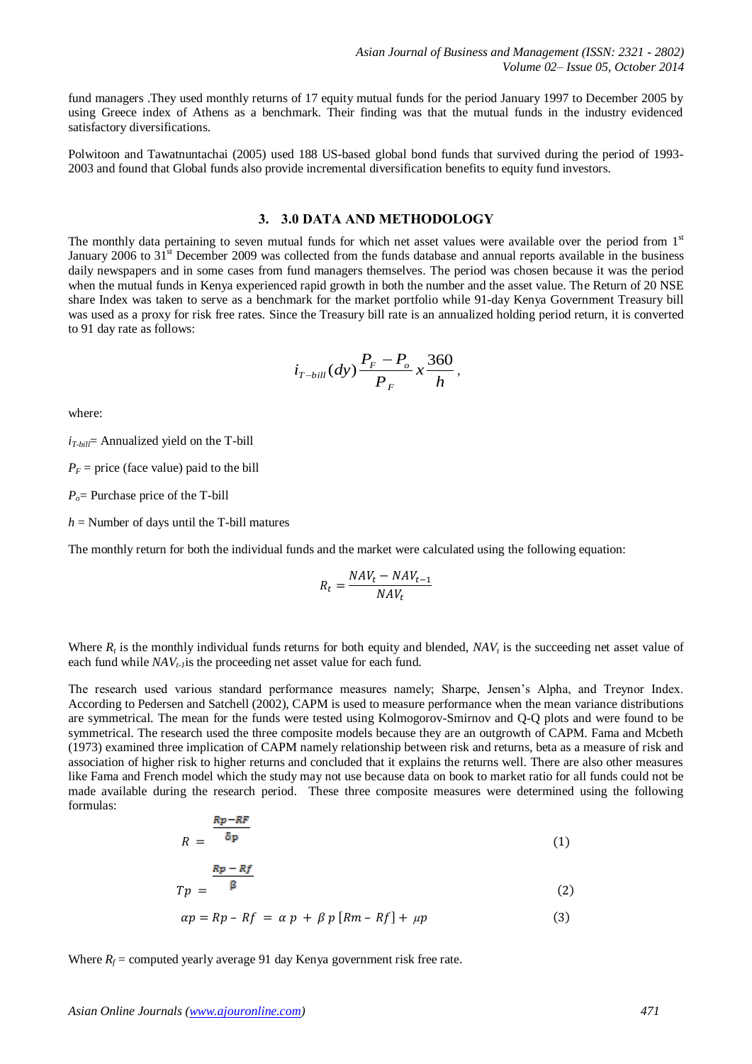fund managers .They used monthly returns of 17 equity mutual funds for the period January 1997 to December 2005 by using Greece index of Athens as a benchmark. Their finding was that the mutual funds in the industry evidenced satisfactory diversifications.

Polwitoon and Tawatnuntachai (2005) used 188 US-based global bond funds that survived during the period of 1993-2003 and found that Global funds also provide incremental diversification benefits to equity fund investors.

## 3. 3.0 DATA AND METHODOLOGY

The monthly data pertaining to seven mutual funds for which net asset values were available over the period from 1st January 2006 to 31st December 2009 was collected from the funds database and annual reports available in the business daily newspapers and in some cases from fund managers themselves. The period was chosen because it was the period when the mutual funds in Kenya experienced rapid growth in both the number and the asset value. The Return of 20 NSE share Index was taken to serve as a benchmark for the market portfolio while 91-day Kenya Government Treasury bill was used as a proxy for risk free rates. Since the Treasury bill rate is an annualized holding period return, it is converted to 91 day rate as follows:

$$i_{T-bill}(dy)\frac{P_F - P_o}{P_F}x\frac{360}{h},$$

where:

$i_{T-bill}$= Annualized yield on the T-bill

$P_F$ = price (face value) paid to the bill

$P_o$= Purchase price of the T-bill

$h$ = Number of days until the T-bill matures

The monthly return for both the individual funds and the market were calculated using the following equation:

$$R_t = \frac{NAV_t - NAV_{t-1}}{NAV_t}$$

Where $R_t$ is the monthly individual funds returns for both equity and blended, $NAV_t$ is the succeeding net asset value of each fund while $NAV_{t-1}$is the proceeding net asset value for each fund.

The research used various standard performance measures namely; Sharpe, Jensen's Alpha, and Treynor Index. According to Pedersen and Satchell (2002), CAPM is used to measure performance when the mean variance distributions are symmetrical. The mean for the funds were tested using Kolmogorov-Smirnov and Q-Q plots and were found to be symmetrical. The research used the three composite models because they are an outgrowth of CAPM. Fama and Mcbeth (1973) examined three implication of CAPM namely relationship between risk and returns, beta as a measure of risk and association of higher risk to higher returns and concluded that it explains the returns well. There are also other measures like Fama and French model which the study may not use because data on book to market ratio for all funds could not be made available during the research period. These three composite measures were determined using the following formulas:

$$R = \frac{Rp - RF}{\delta p} \tag{1}$$

$$Tp = \frac{Rp - Rf}{\beta} \tag{2}$$

$$\alpha p = Rp - Rf = \alpha p + \beta p [Rm - Rf] + \mu p \tag{3}$$

Where $R_f$ = computed yearly average 91 day Kenya government risk free rate.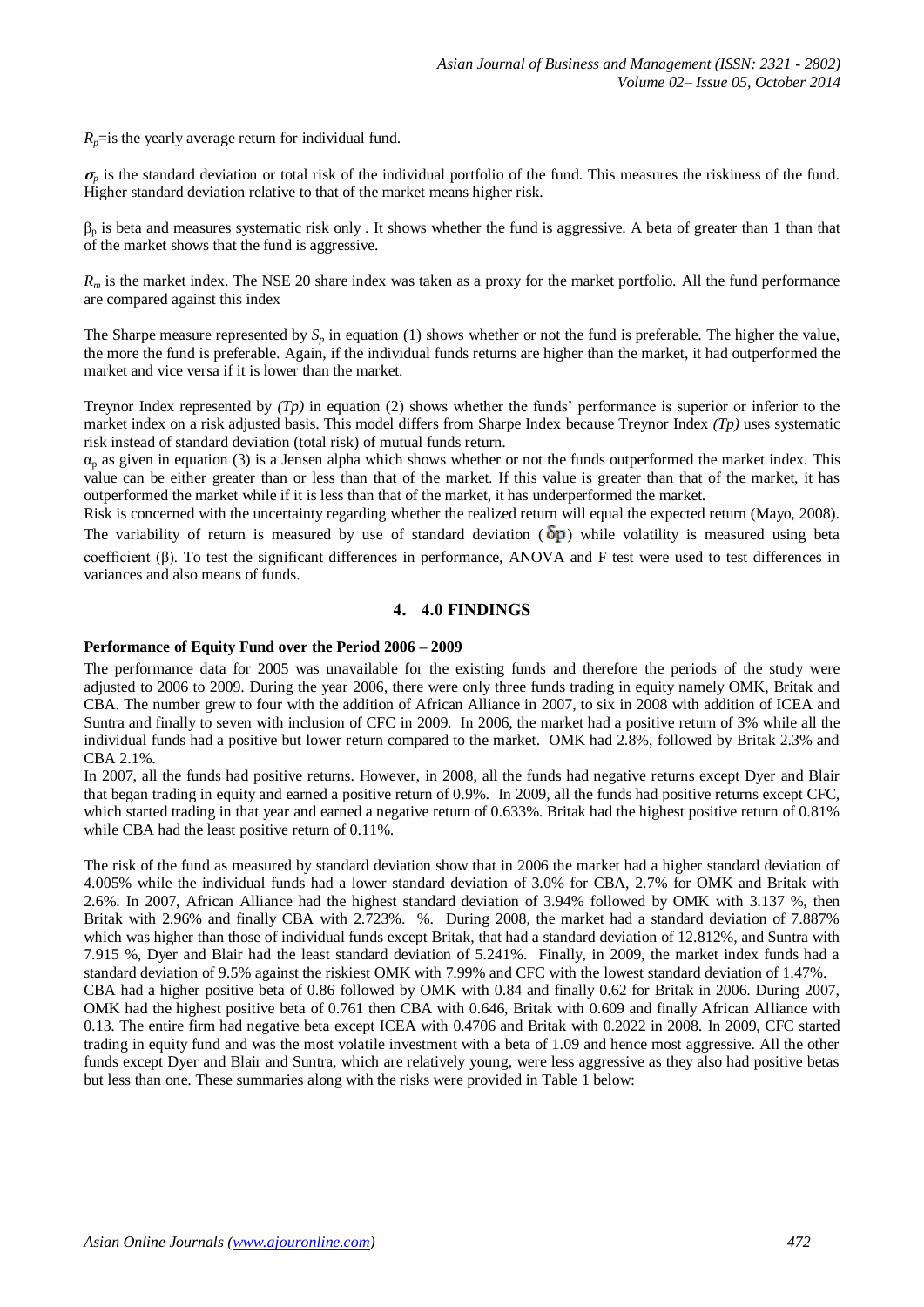$R_p$=is the yearly average return for individual fund.

$\sigma_p$ is the standard deviation or total risk of the individual portfolio of the fund. This measures the riskiness of the fund. Higher standard deviation relative to that of the market means higher risk.

$\beta_p$ is beta and measures systematic risk only . It shows whether the fund is aggressive. A beta of greater than 1 than that of the market shows that the fund is aggressive.

$R_m$ is the market index. The NSE 20 share index was taken as a proxy for the market portfolio. All the fund performance are compared against this index

The Sharpe measure represented by $S_p$ in equation (1) shows whether or not the fund is preferable. The higher the value, the more the fund is preferable. Again, if the individual funds returns are higher than the market, it had outperformed the market and vice versa if it is lower than the market.

Treynor Index represented by *(Tp)* in equation (2) shows whether the funds' performance is superior or inferior to the market index on a risk adjusted basis. This model differs from Sharpe Index because Treynor Index *(Tp)* uses systematic risk instead of standard deviation (total risk) of mutual funds return.

$\alpha_p$ as given in equation (3) is a Jensen alpha which shows whether or not the funds outperformed the market index. This value can be either greater than or less than that of the market. If this value is greater than that of the market, it has outperformed the market while if it is less than that of the market, it has underperformed the market.

Risk is concerned with the uncertainty regarding whether the realized return will equal the expected return (Mayo, 2008). The variability of return is measured by use of standard deviation ($\delta p$) while volatility is measured using beta coefficient (β). To test the significant differences in performance, ANOVA and F test were used to test differences in variances and also means of funds.

## 4. 4.0 FINDINGS

**Performance of Equity Fund over the Period 2006 – 2009**

The performance data for 2005 was unavailable for the existing funds and therefore the periods of the study were adjusted to 2006 to 2009. During the year 2006, there were only three funds trading in equity namely OMK, Britak and CBA. The number grew to four with the addition of African Alliance in 2007, to six in 2008 with addition of ICEA and Suntra and finally to seven with inclusion of CFC in 2009. In 2006, the market had a positive return of 3% while all the individual funds had a positive but lower return compared to the market. OMK had 2.8%, followed by Britak 2.3% and CBA 2.1%.

In 2007, all the funds had positive returns. However, in 2008, all the funds had negative returns except Dyer and Blair that began trading in equity and earned a positive return of 0.9%. In 2009, all the funds had positive returns except CFC, which started trading in that year and earned a negative return of 0.633%. Britak had the highest positive return of 0.81% while CBA had the least positive return of 0.11%.

The risk of the fund as measured by standard deviation show that in 2006 the market had a higher standard deviation of 4.005% while the individual funds had a lower standard deviation of 3.0% for CBA, 2.7% for OMK and Britak with 2.6%. In 2007, African Alliance had the highest standard deviation of 3.94% followed by OMK with 3.137 %, then Britak with 2.96% and finally CBA with 2.723%. %. During 2008, the market had a standard deviation of 7.887% which was higher than those of individual funds except Britak, that had a standard deviation of 12.812%, and Suntra with 7.915 %, Dyer and Blair had the least standard deviation of 5.241%. Finally, in 2009, the market index funds had a standard deviation of 9.5% against the riskiest OMK with 7.99% and CFC with the lowest standard deviation of 1.47%.

CBA had a higher positive beta of 0.86 followed by OMK with 0.84 and finally 0.62 for Britak in 2006. During 2007, OMK had the highest positive beta of 0.761 then CBA with 0.646, Britak with 0.609 and finally African Alliance with 0.13. The entire firm had negative beta except ICEA with 0.4706 and Britak with 0.2022 in 2008. In 2009, CFC started trading in equity fund and was the most volatile investment with a beta of 1.09 and hence most aggressive. All the other funds except Dyer and Blair and Suntra, which are relatively young, were less aggressive as they also had positive betas but less than one. These summaries along with the risks were provided in Table 1 below: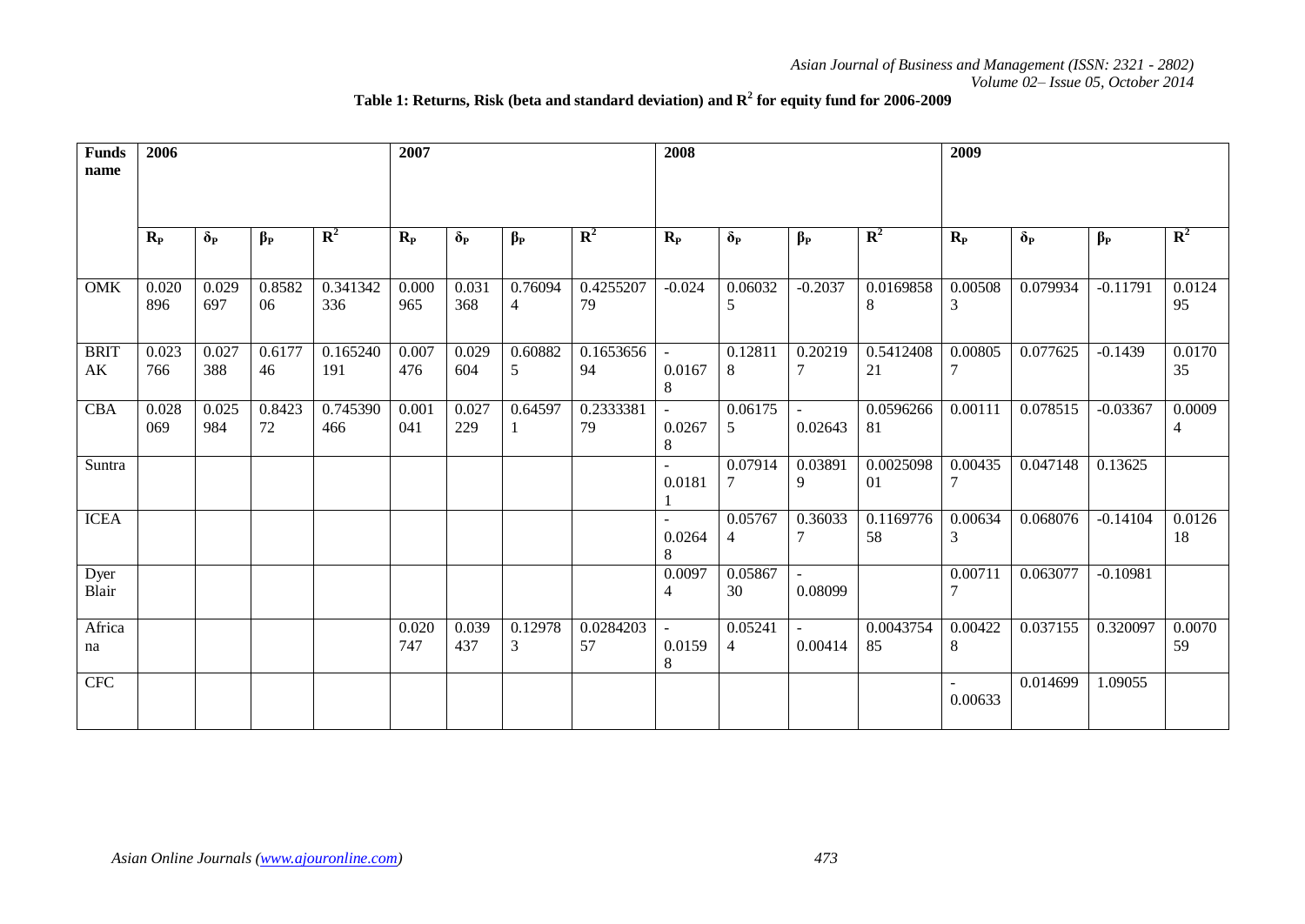**Table 1: Returns, Risk (beta and standard deviation) and $R^2$ for equity fund for 2006-2009**

| Funds name | 2006 | | | | 2007 | | | | 2008 | | | | 2009 | | | |
|---|---|---|---|---|---|---|---|---|---|---|---|---|---|---|---|---|
| | $R_P$ | $\delta_P$ | $\beta_P$ | $R^2$ | $R_P$ | $\delta_P$ | $\beta_P$ | $R^2$ | $R_P$ | $\delta_P$ | $\beta_P$ | $R^2$ | $R_P$ | $\delta_P$ | $\beta_P$ | $R^2$ |
| OMK | 0.020896 | 0.029697 | 0.858206 | 0.341342336 | 0.000965 | 0.031368 | 0.760944 | 0.425520779 | -0.024 | 0.060325 | -0.2037 | 0.01698588 | 0.005083 | 0.079934 | -0.11791 | 0.012495 |
| BRITAK | 0.023766 | 0.027388 | 0.617746 | 0.165240191 | 0.007476 | 0.029604 | 0.608825 | 0.165365694 | -0.01678 | 0.128118 | 0.202197 | 0.541240821 | 0.008057 | 0.077625 | -0.1439 | 0.017035 |
| CBA | 0.028069 | 0.025984 | 0.842372 | 0.745390466 | 0.001041 | 0.027229 | 0.645971 | 0.233338179 | -0.02678 | 0.061755 | -0.02643 | 0.059626681 | 0.00111 | 0.078515 | -0.03367 | 0.00094 |
| Suntra | | | | | | | | | -0.01811 | 0.079147 | 0.038919 | 0.002509801 | 0.004357 | 0.047148 | 0.13625 | |
| ICEA | | | | | | | | | -0.02648 | 0.057674 | 0.360337 | 0.116977658 | 0.006343 | 0.068076 | -0.14104 | 0.012618 |
| Dyer Blair | | | | | | | | | 0.00974 | 0.0586730 | -0.08099 | | 0.007117 | 0.063077 | -0.10981 | |
| Africana | | | | | 0.020747 | 0.039437 | 0.129783 | 0.028420357 | -0.01598 | 0.052414 | -0.00414 | 0.004375485 | 0.004228 | 0.037155 | 0.320097 | 0.007059 |
| CFC | | | | | | | | | | | | | -0.00633 | 0.014699 | 1.09055 | |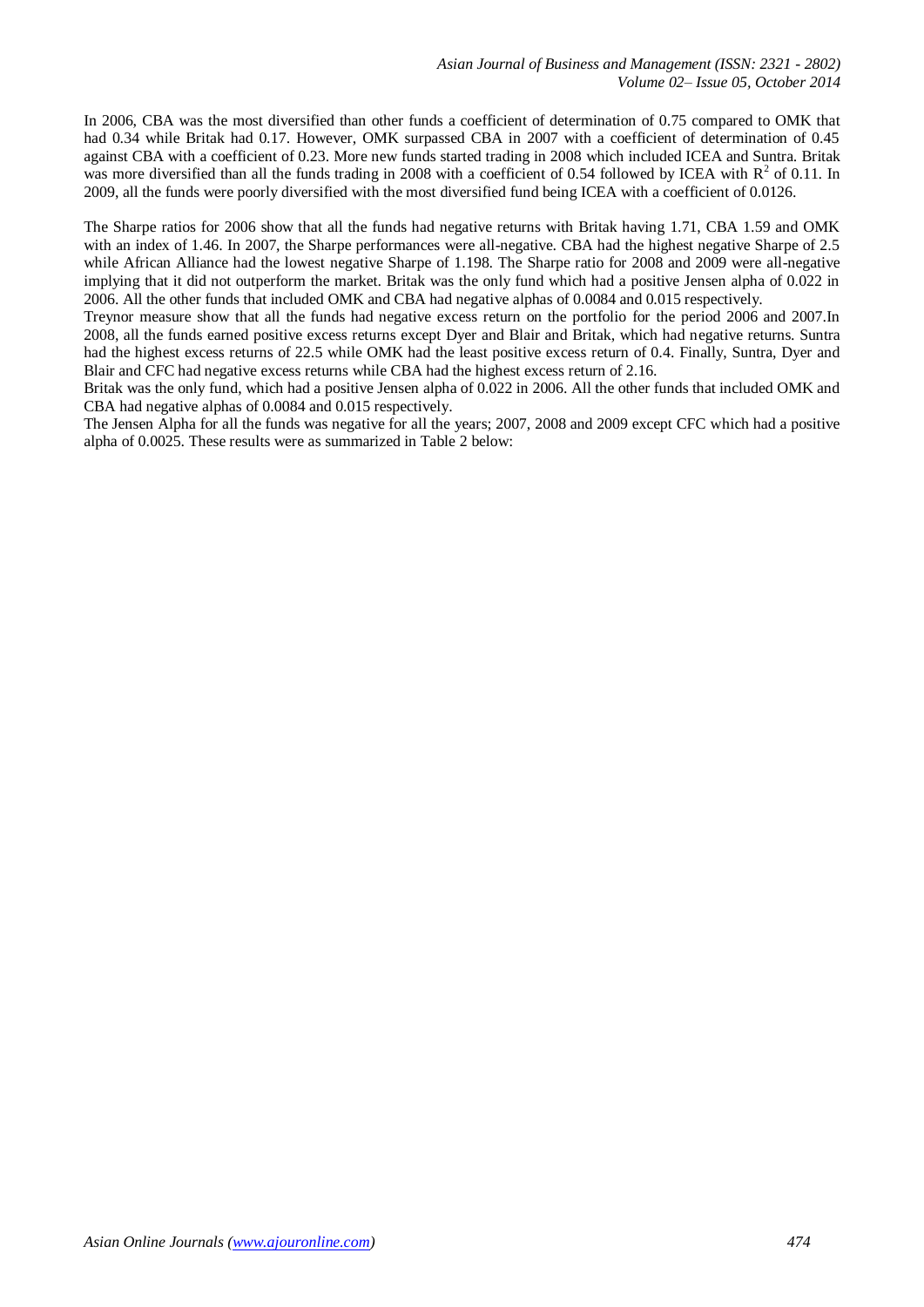In 2006, CBA was the most diversified than other funds a coefficient of determination of 0.75 compared to OMK that had 0.34 while Britak had 0.17. However, OMK surpassed CBA in 2007 with a coefficient of determination of 0.45 against CBA with a coefficient of 0.23. More new funds started trading in 2008 which included ICEA and Suntra. Britak was more diversified than all the funds trading in 2008 with a coefficient of 0.54 followed by ICEA with $R^2$ of 0.11. In 2009, all the funds were poorly diversified with the most diversified fund being ICEA with a coefficient of 0.0126.

The Sharpe ratios for 2006 show that all the funds had negative returns with Britak having 1.71, CBA 1.59 and OMK with an index of 1.46. In 2007, the Sharpe performances were all-negative. CBA had the highest negative Sharpe of 2.5 while African Alliance had the lowest negative Sharpe of 1.198. The Sharpe ratio for 2008 and 2009 were all-negative implying that it did not outperform the market. Britak was the only fund which had a positive Jensen alpha of 0.022 in 2006. All the other funds that included OMK and CBA had negative alphas of 0.0084 and 0.015 respectively.

Treynor measure show that all the funds had negative excess return on the portfolio for the period 2006 and 2007.In 2008, all the funds earned positive excess returns except Dyer and Blair and Britak, which had negative returns. Suntra had the highest excess returns of 22.5 while OMK had the least positive excess return of 0.4. Finally, Suntra, Dyer and Blair and CFC had negative excess returns while CBA had the highest excess return of 2.16.

Britak was the only fund, which had a positive Jensen alpha of 0.022 in 2006. All the other funds that included OMK and CBA had negative alphas of 0.0084 and 0.015 respectively.

The Jensen Alpha for all the funds was negative for all the years; 2007, 2008 and 2009 except CFC which had a positive alpha of 0.0025. These results were as summarized in Table 2 below: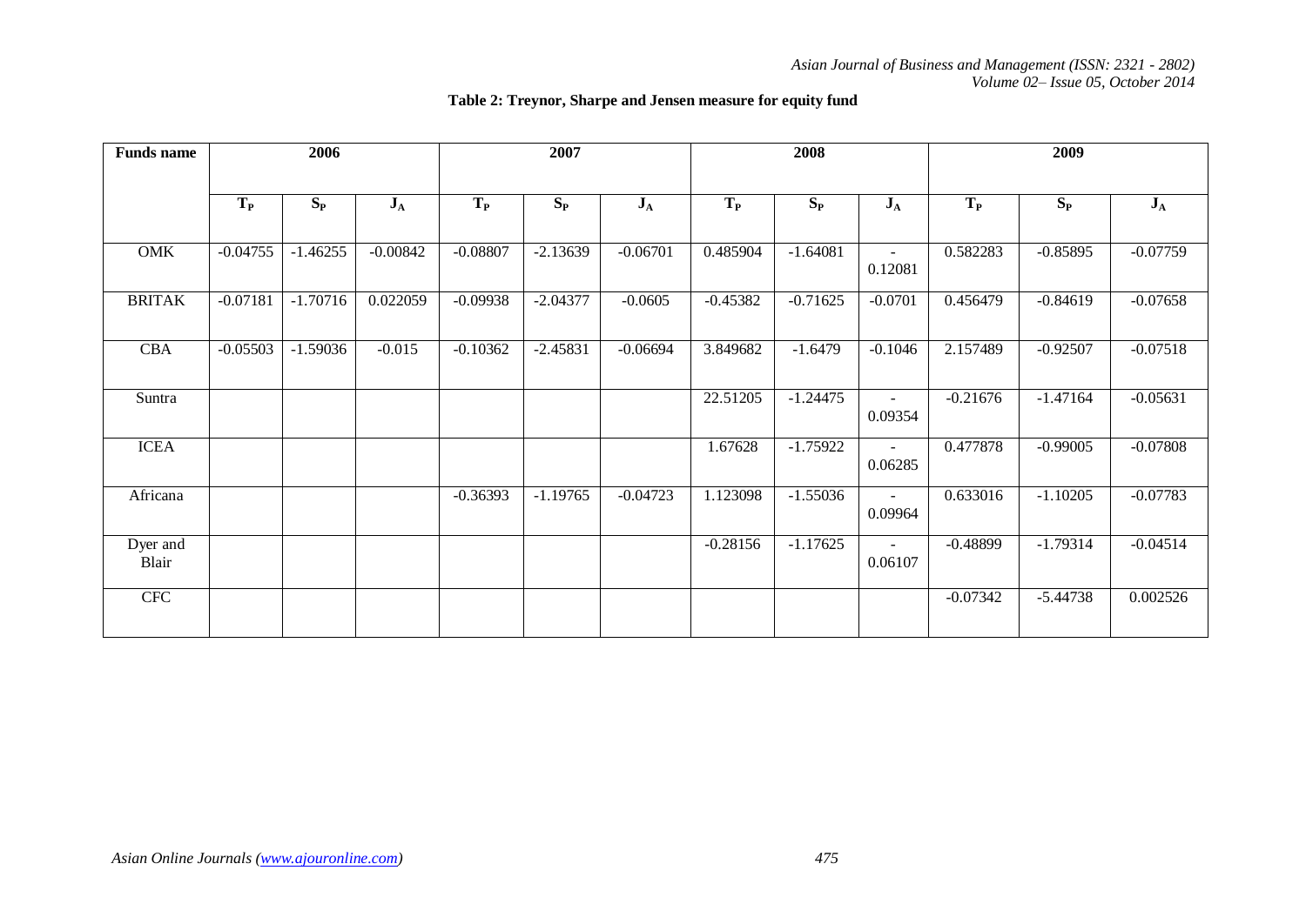**Table 2: Treynor, Sharpe and Jensen measure for equity fund**

| Funds name | 2006 | | | 2007 | | | 2008 | | | 2009 | | |
|---|---|---|---|---|---|---|---|---|---|---|---|---|
| | $T_P$ | $S_P$ | $J_A$ | $T_P$ | $S_P$ | $J_A$ | $T_P$ | $S_P$ | $J_A$ | $T_P$ | $S_P$ | $J_A$ |
| OMK | -0.04755 | -1.46255 | -0.00842 | -0.08807 | -2.13639 | -0.06701 | 0.485904 | -1.64081 | -0.12081 | 0.582283 | -0.85895 | -0.07759 |
| BRITAK | -0.07181 | -1.70716 | 0.022059 | -0.09938 | -2.04377 | -0.0605 | -0.45382 | -0.71625 | -0.0701 | 0.456479 | -0.84619 | -0.07658 |
| CBA | -0.05503 | -1.59036 | -0.015 | -0.10362 | -2.45831 | -0.06694 | 3.849682 | -1.6479 | -0.1046 | 2.157489 | -0.92507 | -0.07518 |
| Suntra | | | | | | | 22.51205 | -1.24475 | -0.09354 | -0.21676 | -1.47164 | -0.05631 |
| ICEA | | | | | | | 1.67628 | -1.75922 | -0.06285 | 0.477878 | -0.99005 | -0.07808 |
| Africana | | | | -0.36393 | -1.19765 | -0.04723 | 1.123098 | -1.55036 | -0.09964 | 0.633016 | -1.10205 | -0.07783 |
| Dyer and Blair | | | | | | | -0.28156 | -1.17625 | -0.06107 | -0.48899 | -1.79314 | -0.04514 |
| CFC | | | | | | | | | | -0.07342 | -5.44738 | 0.002526 |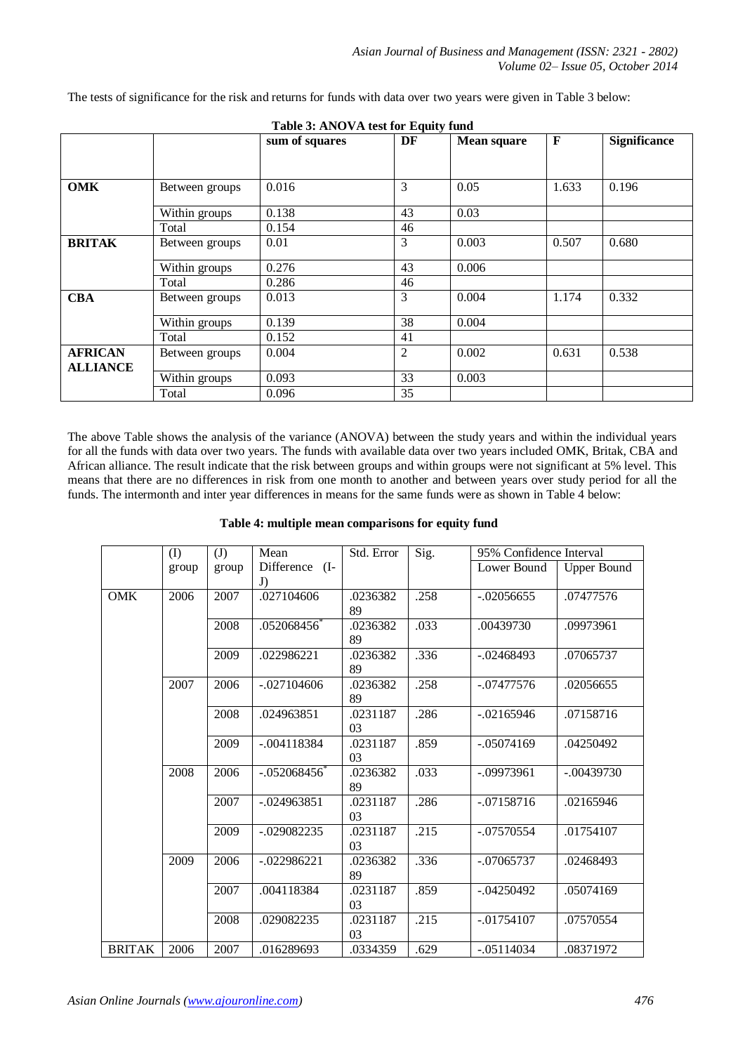The tests of significance for the risk and returns for funds with data over two years were given in Table 3 below:

**Table 3: ANOVA test for Equity fund**

| | | sum of squares | DF | Mean square | F | Significance |
|---|---|---|---|---|---|---|
| **OMK** | Between groups | 0.016 | 3 | 0.05 | 1.633 | 0.196 |
| | Within groups | 0.138 | 43 | 0.03 | | |
| | Total | 0.154 | 46 | | | |
| **BRITAK** | Between groups | 0.01 | 3 | 0.003 | 0.507 | 0.680 |
| | Within groups | 0.276 | 43 | 0.006 | | |
| | Total | 0.286 | 46 | | | |
| **CBA** | Between groups | 0.013 | 3 | 0.004 | 1.174 | 0.332 |
| | Within groups | 0.139 | 38 | 0.004 | | |
| | Total | 0.152 | 41 | | | |
| **AFRICAN ALLIANCE** | Between groups | 0.004 | 2 | 0.002 | 0.631 | 0.538 |
| | Within groups | 0.093 | 33 | 0.003 | | |
| | Total | 0.096 | 35 | | | |

The above Table shows the analysis of the variance (ANOVA) between the study years and within the individual years for all the funds with data over two years. The funds with available data over two years included OMK, Britak, CBA and African alliance. The result indicate that the risk between groups and within groups were not significant at 5% level. This means that there are no differences in risk from one month to another and between years over study period for all the funds. The intermonth and inter year differences in means for the same funds were as shown in Table 4 below:

**Table 4: multiple mean comparisons for equity fund**

| | (I) group | (J) group | Mean Difference (I-J) | Std. Error | Sig. | 95% Confidence Interval | |
|---|---|---|---|---|---|---|---|
| | | | | | | Lower Bound | Upper Bound |
| OMK | 2006 | 2007 | .027104606 | .023638289 | .258 | -.02056655 | .07477576 |
| | | 2008 | .052068456* | .023638289 | .033 | .00439730 | .09973961 |
| | | 2009 | .022986221 | .023638289 | .336 | -.02468493 | .07065737 |
| | 2007 | 2006 | -.027104606 | .023638289 | .258 | -.07477576 | .02056655 |
| | | 2008 | .024963851 | .023118703 | .286 | -.02165946 | .07158716 |
| | | 2009 | -.004118384 | .023118703 | .859 | -.05074169 | .04250492 |
| | 2008 | 2006 | -.052068456* | .023638289 | .033 | -.09973961 | -.00439730 |
| | | 2007 | -.024963851 | .023118703 | .286 | -.07158716 | .02165946 |
| | | 2009 | -.029082235 | .023118703 | .215 | -.07570554 | .01754107 |
| | 2009 | 2006 | -.022986221 | .023638289 | .336 | -.07065737 | .02468493 |
| | | 2007 | .004118384 | .023118703 | .859 | -.04250492 | .05074169 |
| | | 2008 | .029082235 | .023118703 | .215 | -.01754107 | .07570554 |
| BRITAK | 2006 | 2007 | .016289693 | .0334359 | .629 | -.05114034 | .08371972 |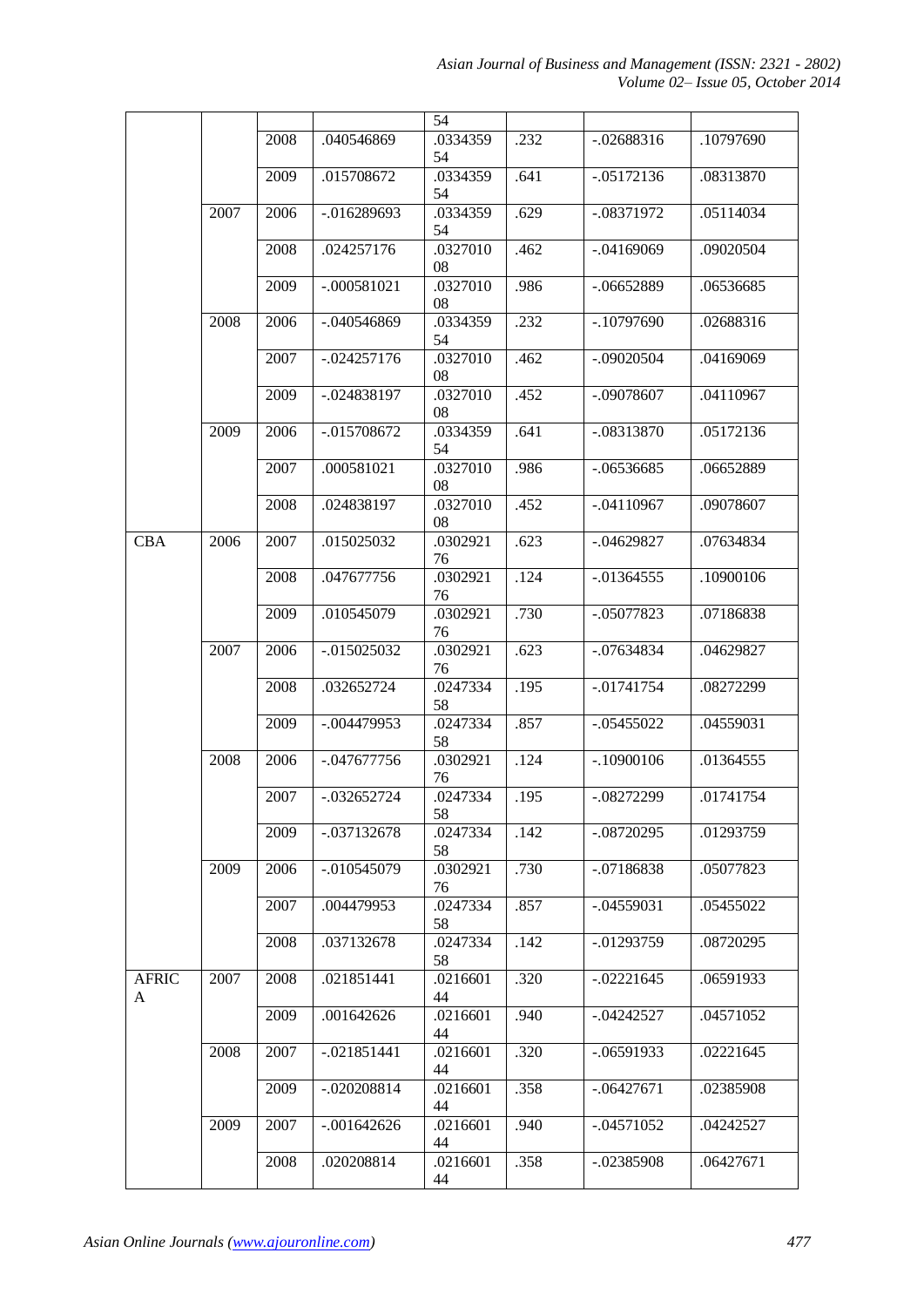| | | | | 54 | | | |
|---|---|---|---|---|---|---|---|
| | | 2008 | .040546869 | .033435954 | .232 | -.02688316 | .10797690 |
| | | 2009 | .015708672 | .033435954 | .641 | -.05172136 | .08313870 |
| | 2007 | 2006 | -.016289693 | .033435954 | .629 | -.08371972 | .05114034 |
| | | 2008 | .024257176 | .032701008 | .462 | -.04169069 | .09020504 |
| | | 2009 | -.000581021 | .032701008 | .986 | -.06652889 | .06536685 |
| | 2008 | 2006 | -.040546869 | .033435954 | .232 | -.10797690 | .02688316 |
| | | 2007 | -.024257176 | .032701008 | .462 | -.09020504 | .04169069 |
| | | 2009 | -.024838197 | .032701008 | .452 | -.09078607 | .04110967 |
| | 2009 | 2006 | -.015708672 | .033435954 | .641 | -.08313870 | .05172136 |
| | | 2007 | .000581021 | .032701008 | .986 | -.06536685 | .06652889 |
| | | 2008 | .024838197 | .032701008 | .452 | -.04110967 | .09078607 |
| CBA | 2006 | 2007 | .015025032 | .030292176 | .623 | -.04629827 | .07634834 |
| | | 2008 | .047677756 | .030292176 | .124 | -.01364555 | .10900106 |
| | | 2009 | .010545079 | .030292176 | .730 | -.05077823 | .07186838 |
| | 2007 | 2006 | -.015025032 | .030292176 | .623 | -.07634834 | .04629827 |
| | | 2008 | .032652724 | .024733458 | .195 | -.01741754 | .08272299 |
| | | 2009 | -.004479953 | .024733458 | .857 | -.05455022 | .04559031 |
| | 2008 | 2006 | -.047677756 | .030292176 | .124 | -.10900106 | .01364555 |
| | | 2007 | -.032652724 | .024733458 | .195 | -.08272299 | .01741754 |
| | | 2009 | -.037132678 | .024733458 | .142 | -.08720295 | .01293759 |
| | 2009 | 2006 | -.010545079 | .030292176 | .730 | -.07186838 | .05077823 |
| | | 2007 | .004479953 | .024733458 | .857 | -.04559031 | .05455022 |
| | | 2008 | .037132678 | .024733458 | .142 | -.01293759 | .08720295 |
| AFRICA | 2007 | 2008 | .021851441 | .021660144 | .320 | -.02221645 | .06591933 |
| | | 2009 | .001642626 | .021660144 | .940 | -.04242527 | .04571052 |
| | 2008 | 2007 | -.021851441 | .021660144 | .320 | -.06591933 | .02221645 |
| | | 2009 | -.020208814 | .021660144 | .358 | -.06427671 | .02385908 |
| | 2009 | 2007 | -.001642626 | .021660144 | .940 | -.04571052 | .04242527 |
| | | 2008 | .020208814 | .021660144 | .358 | -.02385908 | .06427671 |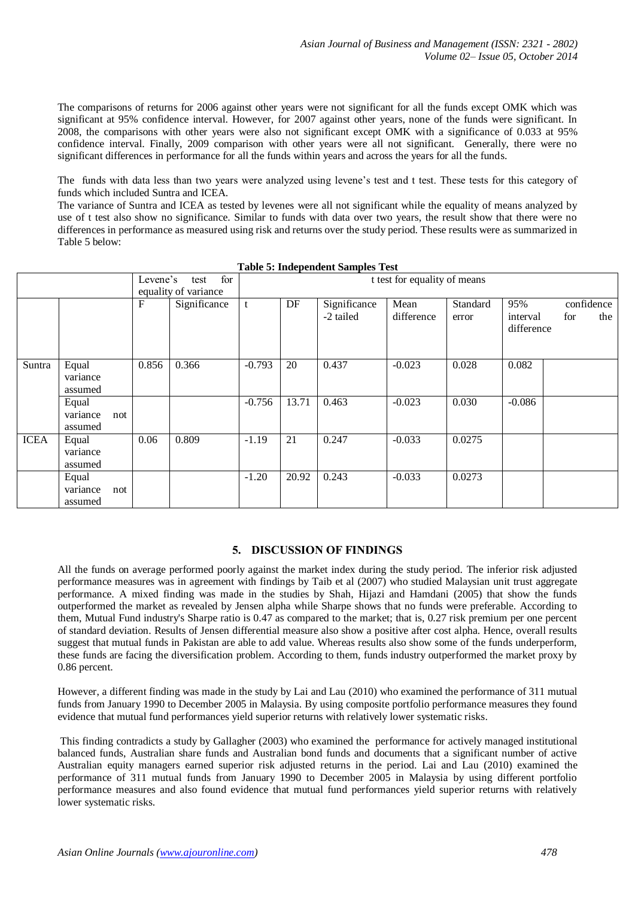The comparisons of returns for 2006 against other years were not significant for all the funds except OMK which was significant at 95% confidence interval. However, for 2007 against other years, none of the funds were significant. In 2008, the comparisons with other years were also not significant except OMK with a significance of 0.033 at 95% confidence interval. Finally, 2009 comparison with other years were all not significant. Generally, there were no significant differences in performance for all the funds within years and across the years for all the funds.

The funds with data less than two years were analyzed using levene's test and t test. These tests for this category of funds which included Suntra and ICEA.

The variance of Suntra and ICEA as tested by levenes were all not significant while the equality of means analyzed by use of t test also show no significance. Similar to funds with data over two years, the result show that there were no differences in performance as measured using risk and returns over the study period. These results were as summarized in Table 5 below:

**Table 5: Independent Samples Test**

| | | Levene's test for equality of variance | | t test for equality of means | | | | | | |
|---|---|---|---|---|---|---|---|---|---|---|
| | | F | Significance | t | DF | Significance -2 tailed | Mean difference | Standard error | 95% confidence interval for the difference | |
| Suntra | Equal variance assumed | 0.856 | 0.366 | -0.793 | 20 | 0.437 | -0.023 | 0.028 | 0.082 | |
| | Equal variance not assumed | | | -0.756 | 13.71 | 0.463 | -0.023 | 0.030 | -0.086 | |
| ICEA | Equal variance assumed | 0.06 | 0.809 | -1.19 | 21 | 0.247 | -0.033 | 0.0275 | | |
| | Equal variance not assumed | | | -1.20 | 20.92 | 0.243 | -0.033 | 0.0273 | | |

## 5. DISCUSSION OF FINDINGS

All the funds on average performed poorly against the market index during the study period. The inferior risk adjusted performance measures was in agreement with findings by Taib et al (2007) who studied Malaysian unit trust aggregate performance. A mixed finding was made in the studies by Shah, Hijazi and Hamdani (2005) that show the funds outperformed the market as revealed by Jensen alpha while Sharpe shows that no funds were preferable. According to them, Mutual Fund industry's Sharpe ratio is 0.47 as compared to the market; that is, 0.27 risk premium per one percent of standard deviation. Results of Jensen differential measure also show a positive after cost alpha. Hence, overall results suggest that mutual funds in Pakistan are able to add value. Whereas results also show some of the funds underperform, these funds are facing the diversification problem. According to them, funds industry outperformed the market proxy by 0.86 percent.

However, a different finding was made in the study by Lai and Lau (2010) who examined the performance of 311 mutual funds from January 1990 to December 2005 in Malaysia. By using composite portfolio performance measures they found evidence that mutual fund performances yield superior returns with relatively lower systematic risks.

This finding contradicts a study by Gallagher (2003) who examined the performance for actively managed institutional balanced funds, Australian share funds and Australian bond funds and documents that a significant number of active Australian equity managers earned superior risk adjusted returns in the period. Lai and Lau (2010) examined the performance of 311 mutual funds from January 1990 to December 2005 in Malaysia by using different portfolio performance measures and also found evidence that mutual fund performances yield superior returns with relatively lower systematic risks.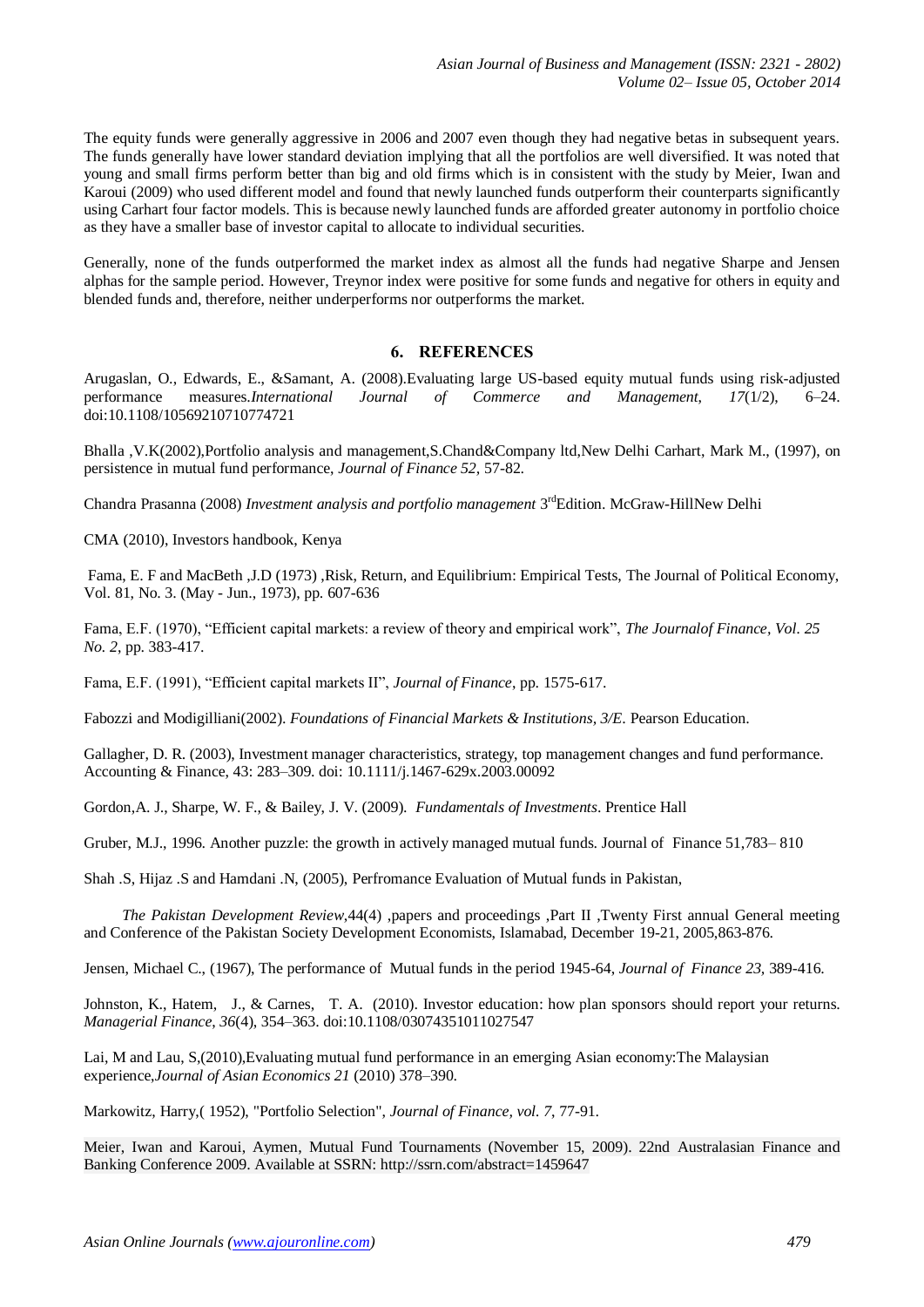The equity funds were generally aggressive in 2006 and 2007 even though they had negative betas in subsequent years. The funds generally have lower standard deviation implying that all the portfolios are well diversified. It was noted that young and small firms perform better than big and old firms which is in consistent with the study by Meier, Iwan and Karoui (2009) who used different model and found that newly launched funds outperform their counterparts significantly using Carhart four factor models. This is because newly launched funds are afforded greater autonomy in portfolio choice as they have a smaller base of investor capital to allocate to individual securities.

Generally, none of the funds outperformed the market index as almost all the funds had negative Sharpe and Jensen alphas for the sample period. However, Treynor index were positive for some funds and negative for others in equity and blended funds and, therefore, neither underperforms nor outperforms the market.

## 6. REFERENCES

Arugaslan, O., Edwards, E., &Samant, A. (2008).Evaluating large US-based equity mutual funds using risk-adjusted performance measures.*International Journal of Commerce and Management*, *17*(1/2), 6–24. doi:10.1108/10569210710774721

Bhalla ,V.K(2002),Portfolio analysis and management,S.Chand&Company ltd,New Delhi Carhart, Mark M., (1997), on persistence in mutual fund performance, *Journal of Finance 52,* 57-82.

Chandra Prasanna (2008) *Investment analysis and portfolio management* 3rdEdition. McGraw-HillNew Delhi

CMA (2010), Investors handbook, Kenya

Fama, E. F and MacBeth ,J.D (1973) ,Risk, Return, and Equilibrium: Empirical Tests, The Journal of Political Economy, Vol. 81, No. 3. (May - Jun., 1973), pp. 607-636

Fama, E.F. (1970), "Efficient capital markets: a review of theory and empirical work", *The Journalof Finance, Vol. 25 No. 2*, pp. 383-417.

Fama, E.F. (1991), "Efficient capital markets II", *Journal of Finance*, pp. 1575-617.

Fabozzi and Modigilliani(2002). *Foundations of Financial Markets & Institutions, 3/E.* Pearson Education.

Gallagher, D. R. (2003), Investment manager characteristics, strategy, top management changes and fund performance. Accounting & Finance, 43: 283–309. doi: 10.1111/j.1467-629x.2003.00092

Gordon,A. J., Sharpe, W. F., & Bailey, J. V. (2009). *Fundamentals of Investments*. Prentice Hall

Gruber, M.J., 1996. Another puzzle: the growth in actively managed mutual funds. Journal of Finance 51,783– 810

Shah .S, Hijaz .S and Hamdani .N, (2005), Perfromance Evaluation of Mutual funds in Pakistan,

*The Pakistan Development Review*,44(4) ,papers and proceedings ,Part II ,Twenty First annual General meeting and Conference of the Pakistan Society Development Economists, Islamabad, December 19-21, 2005,863-876.

Jensen, Michael C., (1967), The performance of Mutual funds in the period 1945-64, *Journal of Finance 23,* 389-416.

Johnston, K., Hatem, J., & Carnes, T. A. (2010). Investor education: how plan sponsors should report your returns. *Managerial Finance*, *36*(4), 354–363. doi:10.1108/03074351011027547

Lai, M and Lau, S,(2010),Evaluating mutual fund performance in an emerging Asian economy:The Malaysian experience,*Journal of Asian Economics 21* (2010) 378–390.

Markowitz, Harry,( 1952), "Portfolio Selection", *Journal of Finance, vol. 7*, 77-91.

Meier, Iwan and Karoui, Aymen, Mutual Fund Tournaments (November 15, 2009). 22nd Australasian Finance and Banking Conference 2009. Available at SSRN: http://ssrn.com/abstract=1459647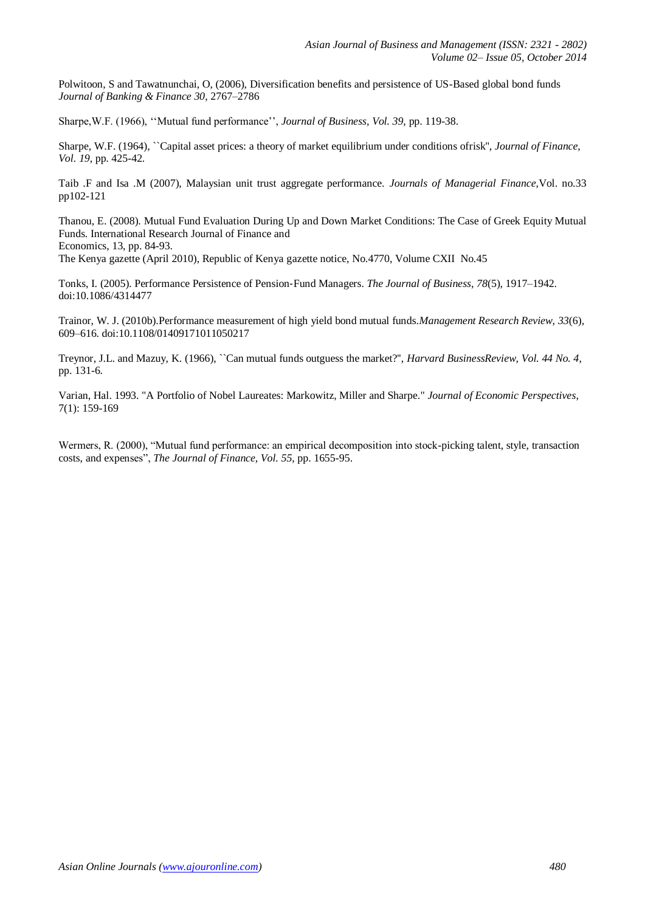Polwitoon, S and Tawatnunchai, O, (2006), Diversification benefits and persistence of US-Based global bond funds *Journal of Banking & Finance 30*, 2767–2786

Sharpe,W.F. (1966), ''Mutual fund performance'', *Journal of Business, Vol. 39*, pp. 119-38.

Sharpe, W.F. (1964), ``Capital asset prices: a theory of market equilibrium under conditions ofrisk'', *Journal of Finance, Vol. 19*, pp. 425-42.

Taib .F and Isa .M (2007), Malaysian unit trust aggregate performance. *Journals of Managerial Finance*,Vol. no.33 pp102-121

Thanou, E. (2008). Mutual Fund Evaluation During Up and Down Market Conditions: The Case of Greek Equity Mutual Funds. International Research Journal of Finance and Economics, 13, pp. 84-93.

The Kenya gazette (April 2010), Republic of Kenya gazette notice, No.4770, Volume CXII No.45

Tonks, I. (2005). Performance Persistence of Pension-Fund Managers. *The Journal of Business*, *78*(5), 1917–1942. doi:10.1086/4314477

Trainor, W. J. (2010b).Performance measurement of high yield bond mutual funds.*Management Research Review*, *33*(6), 609–616. doi:10.1108/01409171011050217

Treynor, J.L. and Mazuy, K. (1966), ``Can mutual funds outguess the market?'', *Harvard BusinessReview, Vol. 44 No. 4*, pp. 131-6.

Varian, Hal. 1993. "A Portfolio of Nobel Laureates: Markowitz, Miller and Sharpe." *Journal of Economic Perspectives*, 7(1): 159-169

Wermers, R. (2000), "Mutual fund performance: an empirical decomposition into stock-picking talent, style, transaction costs, and expenses", *The Journal of Finance, Vol. 55*, pp. 1655-95.